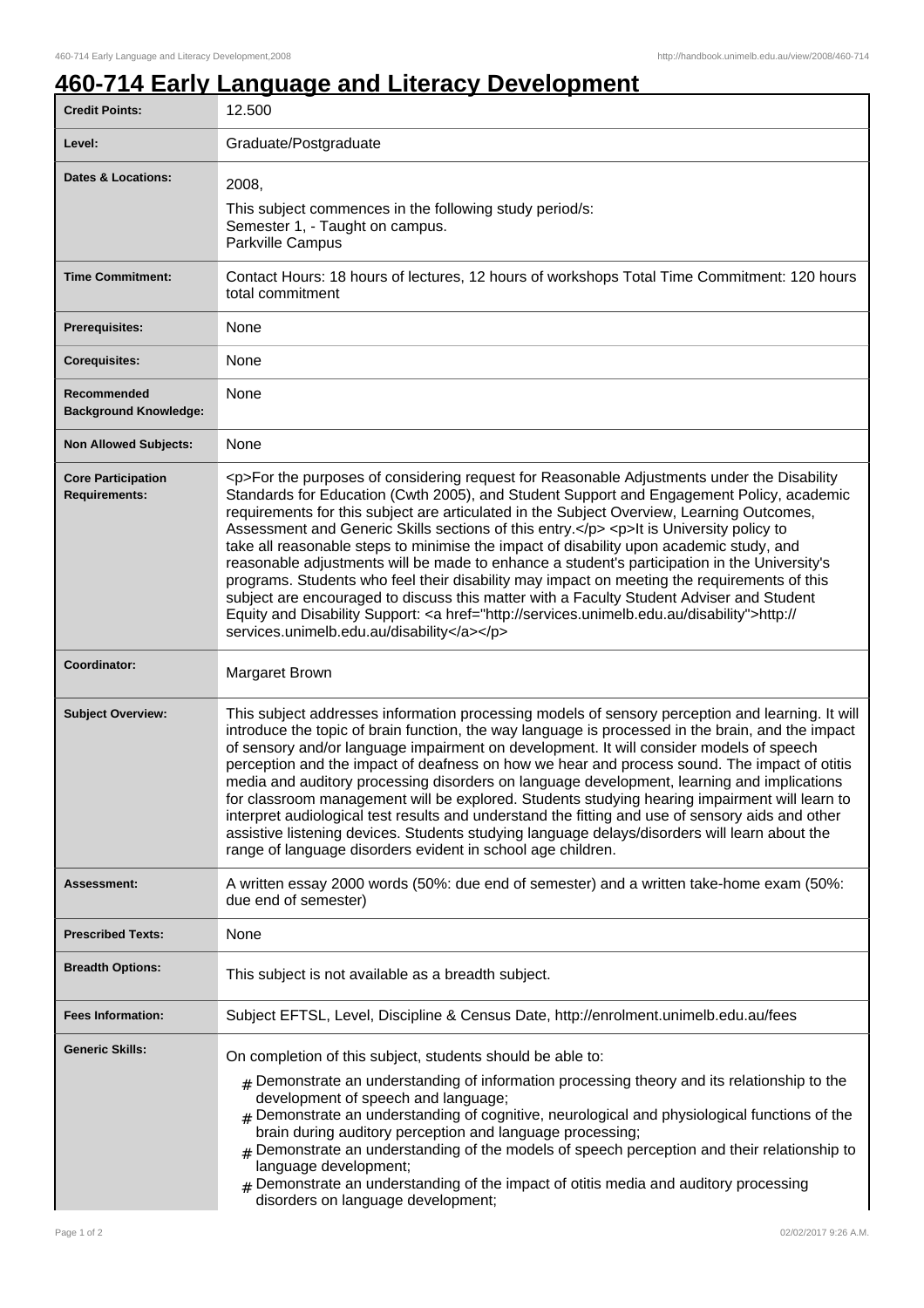# 460-714 Early Language and Literacy Development

| | |
|---|---|
| **Credit Points:** | 12.500 |
| **Level:** | Graduate/Postgraduate |
| **Dates & Locations:** | 2008,<br>This subject commences in the following study period/s:<br>Semester 1, - Taught on campus.<br>Parkville Campus |
| **Time Commitment:** | Contact Hours: 18 hours of lectures, 12 hours of workshops Total Time Commitment: 120 hours total commitment |
| **Prerequisites:** | None |
| **Corequisites:** | None |
| **Recommended Background Knowledge:** | None |
| **Non Allowed Subjects:** | None |
| **Core Participation Requirements:** | <p>For the purposes of considering request for Reasonable Adjustments under the Disability Standards for Education (Cwth 2005), and Student Support and Engagement Policy, academic requirements for this subject are articulated in the Subject Overview, Learning Outcomes, Assessment and Generic Skills sections of this entry.</p> <p>It is University policy to take all reasonable steps to minimise the impact of disability upon academic study, and reasonable adjustments will be made to enhance a student's participation in the University's programs. Students who feel their disability may impact on meeting the requirements of this subject are encouraged to discuss this matter with a Faculty Student Adviser and Student Equity and Disability Support: <a href="http://services.unimelb.edu.au/disability">http://services.unimelb.edu.au/disability</a></p> |
| **Coordinator:** | Margaret Brown |
| **Subject Overview:** | This subject addresses information processing models of sensory perception and learning. It will introduce the topic of brain function, the way language is processed in the brain, and the impact of sensory and/or language impairment on development. It will consider models of speech perception and the impact of deafness on how we hear and process sound. The impact of otitis media and auditory processing disorders on language development, learning and implications for classroom management will be explored. Students studying hearing impairment will learn to interpret audiological test results and understand the fitting and use of sensory aids and other assistive listening devices. Students studying language delays/disorders will learn about the range of language disorders evident in school age children. |
| **Assessment:** | A written essay 2000 words (50%: due end of semester) and a written take-home exam (50%: due end of semester) |
| **Prescribed Texts:** | None |
| **Breadth Options:** | This subject is not available as a breadth subject. |
| **Fees Information:** | Subject EFTSL, Level, Discipline & Census Date, http://enrolment.unimelb.edu.au/fees |
| **Generic Skills:** | On completion of this subject, students should be able to:<br># Demonstrate an understanding of information processing theory and its relationship to the development of speech and language;<br># Demonstrate an understanding of cognitive, neurological and physiological functions of the brain during auditory perception and language processing;<br># Demonstrate an understanding of the models of speech perception and their relationship to language development;<br># Demonstrate an understanding of the impact of otitis media and auditory processing disorders on language development; |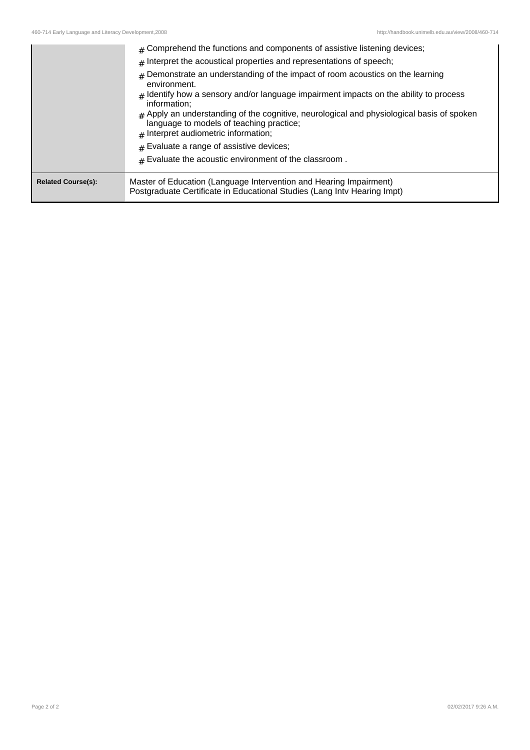| | |
|---|---|
| | # Comprehend the functions and components of assistive listening devices;<br># Interpret the acoustical properties and representations of speech;<br># Demonstrate an understanding of the impact of room acoustics on the learning environment.<br># Identify how a sensory and/or language impairment impacts on the ability to process information;<br># Apply an understanding of the cognitive, neurological and physiological basis of spoken language to models of teaching practice;<br># Interpret audiometric information;<br># Evaluate a range of assistive devices;<br># Evaluate the acoustic environment of the classroom . |
| **Related Course(s):** | Master of Education (Language Intervention and Hearing Impairment)<br>Postgraduate Certificate in Educational Studies (Lang Intv Hearing Impt) |